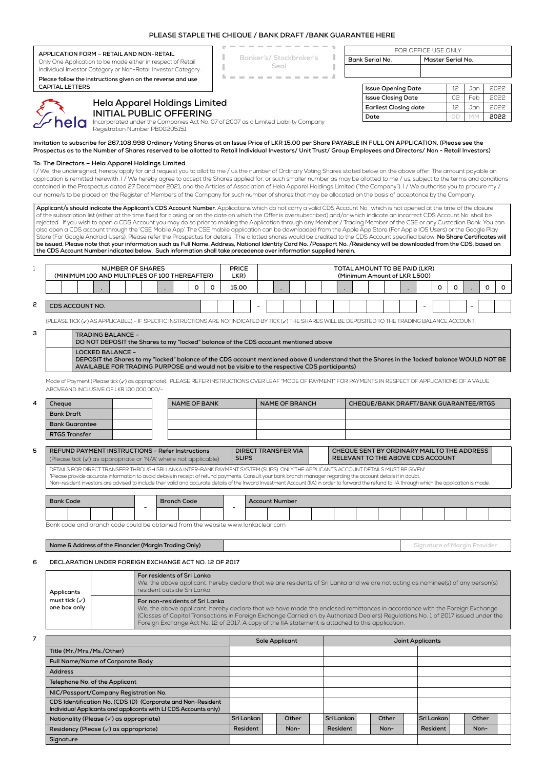**PLEASE STAPLE THE CHEQUE / BANK DRAFT /BANK GUARANTEE HERE**

**APPLICATION FORM – RETAIL AND NON-RETAIL**
Only One Application to be made either in respect of Retail Individual Investor Category or Non-Retail Investor Category.
**Please follow the instructions given on the reverse and use CAPITAL LETTERS**

Banker's/ Stockbroker's Seal

| FOR OFFICE USE ONLY | |
|---|---|
| Bank Serial No. | Master Serial No. |
| | |

| | | | |
|---|---|---|---|
| Issue Opening Date | 12 | Jan | 2022 |
| Issue Closing Date | 02 | Feb | 2022 |
| Earliest Closing date | 12 | Jan | 2022 |
| Date | DD | MM | 2022 |

# Hela Apparel Holdings Limited
## INITIAL PUBLIC OFFERING

Incorporated under the Companies Act No. 07 of 2007 as a Limited Liability Company
Registration Number PB00205151

**Invitation to subscribe for 267,108,998 Ordinary Voting Shares at an Issue Price of LKR 15.00 per Share PAYABLE IN FULL ON APPLICATION. (Please see the Prospectus as to the Number of Shares reserved to be allotted to Retail Individual Investors/ Unit Trust/ Group Employees and Directors/ Non - Retail Investors)**

**To: The Directors – Hela Apparel Holdings Limited**

I / We, the undersigned, hereby apply for and request you to allot to me / us the number of Ordinary Voting Shares stated below on the above offer. The amount payable on application is remitted herewith. I / We hereby agree to accept the Shares applied for, or such smaller number as may be allotted to me / us, subject to the terms and conditions contained in the Prospectus dated 27 December 2021, and the Articles of Association of Hela Apparel Holdings Limited ("the Company"). I / We authorise you to procure my / our name/s to be placed on the Register of Members of the Company for such number of shares that may be allocated on the basis of acceptance by the Company.

**Applicant/s should indicate the Applicant's CDS Account Number.** Applications which do not carry a valid CDS Account No., which is not opened at the time of the closure of the subscription list (either at the time fixed for closing or on the date on which the Offer is oversubscribed) and/or which indicate an incorrect CDS Account No. shall be rejected. If you wish to open a CDS Account you may do so prior to making the Application through any Member / Trading Member of the CSE or any Custodian Bank. You can also open a CDS account through the 'CSE Mobile App'. The CSE mobile application can be downloaded from the Apple App Store (For Apple IOS Users) or the Google Play Store (For Google Android Users). Please refer the Prospectus for details. The allotted shares would be credited to the CDS Account specified below. **No Share Certificates will be issued. Please note that your information such as Full Name, Address, National Identity Card No. /Passport No. /Residency will be downloaded from the CDS, based on the CDS Account Number indicated below. Such information shall take precedence over information supplied herein.**

**1**

| NUMBER OF SHARES (MINIMUM 100 AND MULTIPLES OF 100 THEREAFTER) | PRICE LKR) | TOTAL AMOUNT TO BE PAID (LKR) (Minimum Amount of LKR 1,500) |
|---|---|---|
| _ _ , _ _ _ , _ _ _ , _ 0 0 | 15.00 | _ _ , _ _ _ , _ _ _ , _ _ _ , _ 0 0 . 0 0 |

**2** CDS ACCOUNT NO. _ _ _ - _ _ _ _ _ _ _ _ _ - _ _ - _ _

(PLEASE TICK (✓) AS APPLICABLE) – IF SPECIFIC INSTRUCTIONS ARE NOTINDICATED BY TICK (✓) THE SHARES WILL BE DEPOSITED TO THE TRADING BALANCE ACCOUNT.

**3**

| | |
|---|---|
| | **TRADING BALANCE –** DO NOT DEPOSIT the Shares to my "locked" balance of the CDS account mentioned above |
| | **LOCKED BALANCE –** DEPOSIT the Shares to my "locked" balance of the CDS account mentioned above (I understand that the Shares in the 'locked' balance WOULD NOT BE AVAILABLE FOR TRADING PURPOSE and would not be visible to the respective CDS participants) |

Mode of Payment (Please tick (✓) as appropriate). PLEASE REFER INSTRUCTIONS OVER LEAF "MODE OF PAYMENT" FOR PAYMENTS IN RESPECT OF APPLICATIONS OF A VALUE ABOVEAND INCLUSIVE OF LKR 100,000,000/-

**4**

| | | NAME OF BANK | NAME OF BRANCH | CHEQUE/BANK DRAFT/BANK GUARANTEE/RTGS |
|---|---|---|---|---|
| Cheque | | | | |
| Bank Draft | | | | |
| Bank Guarantee | | | | |
| RTGS Transfer | | | | |

**5**

| REFUND PAYMENT INSTRUCTIONS - Refer Instructions (Please tick (✓) as appropriate or 'N/A' where not applicable) | DIRECT TRANSFER VIA SLIPS | | CHEQUE SENT BY ORDINARY MAIL TO THE ADDRESS RELEVANT TO THE ABOVE CDS ACCOUNT | |
|---|---|---|---|---|

DETAILS FOR DIRECT TRANSFER THROUGH SRI LANKA INTER-BANK PAYMENT SYSTEM (SLIPS). ONLY THE APPLICANTS ACCOUNT DETAILS MUST BE GIVEN*
*Please provide accurate information to avoid delays in receipt of refund payments. Consult your bank branch manager regarding the account details if in doubt.
Non-resident investors are advised to include their valid and accurate details of the Inward Investment Account (IIA) in order to forward the refund to IIA through which the application is made.

| Bank Code | | Branch Code | | Account Number |
|---|---|---|---|---|
| _ _ _ _ | - | _ _ _ | - | _ _ _ _ _ _ _ _ _ _ _ _ |

Bank code and branch code could be obtained from the website www.lankaclear.com

| Name & Address of the Financier (Margin Trading Only) | | Signature of Margin Provider |
|---|---|---|

**6 DECLARATION UNDER FOREIGN EXCHANGE ACT NO. 12 OF 2017**

| Applicants must tick (✓) one box only | | **For residents of Sri Lanka** We, the above applicant, hereby declare that we are residents of Sri Lanka and we are not acting as nominee(s) of any person(s) resident outside Sri Lanka. |
|---|---|---|
| | | **For non-residents of Sri Lanka** We, the above applicant, hereby declare that we have made the enclosed remittances in accordance with the Foreign Exchange (Classes of Capital Transactions in Foreign Exchange Carried on by Authorized Dealers) Regulations No. 1 of 2017 issued under the Foreign Exchange Act No. 12 of 2017. A copy of the IIA statement is attached to this application. |

**7**

| | Sole Applicant | | | | Joint Applicants | | | | | | | |
|---|---|---|---|---|---|---|---|---|---|---|---|---|
| Title (Mr./Mrs./Ms./Other) | | | | | | | | | | | | |
| Full Name/Name of Corporate Body | | | | | | | | | | | | |
| Address | | | | | | | | | | | | |
| Telephone No. of the Applicant | | | | | | | | | | | | |
| NIC/Passport/Company Registration No. | | | | | | | | | | | | |
| CDS Identification No. (CDS ID) (Corporate and Non-Resident Individual Applicants and applicants with LI CDS Accounts only) | | | | | | | | | | | | |
| Nationality (Please (✓) as appropriate) | Sri Lankan | | Other | | Sri Lankan | | Other | | Sri Lankan | | Other | |
| Residency (Please (✓) as appropriate) | Resident | | Non- | | Resident | | Non- | | Resident | | Non- | |
| Signature | | | | | | | | | | | | |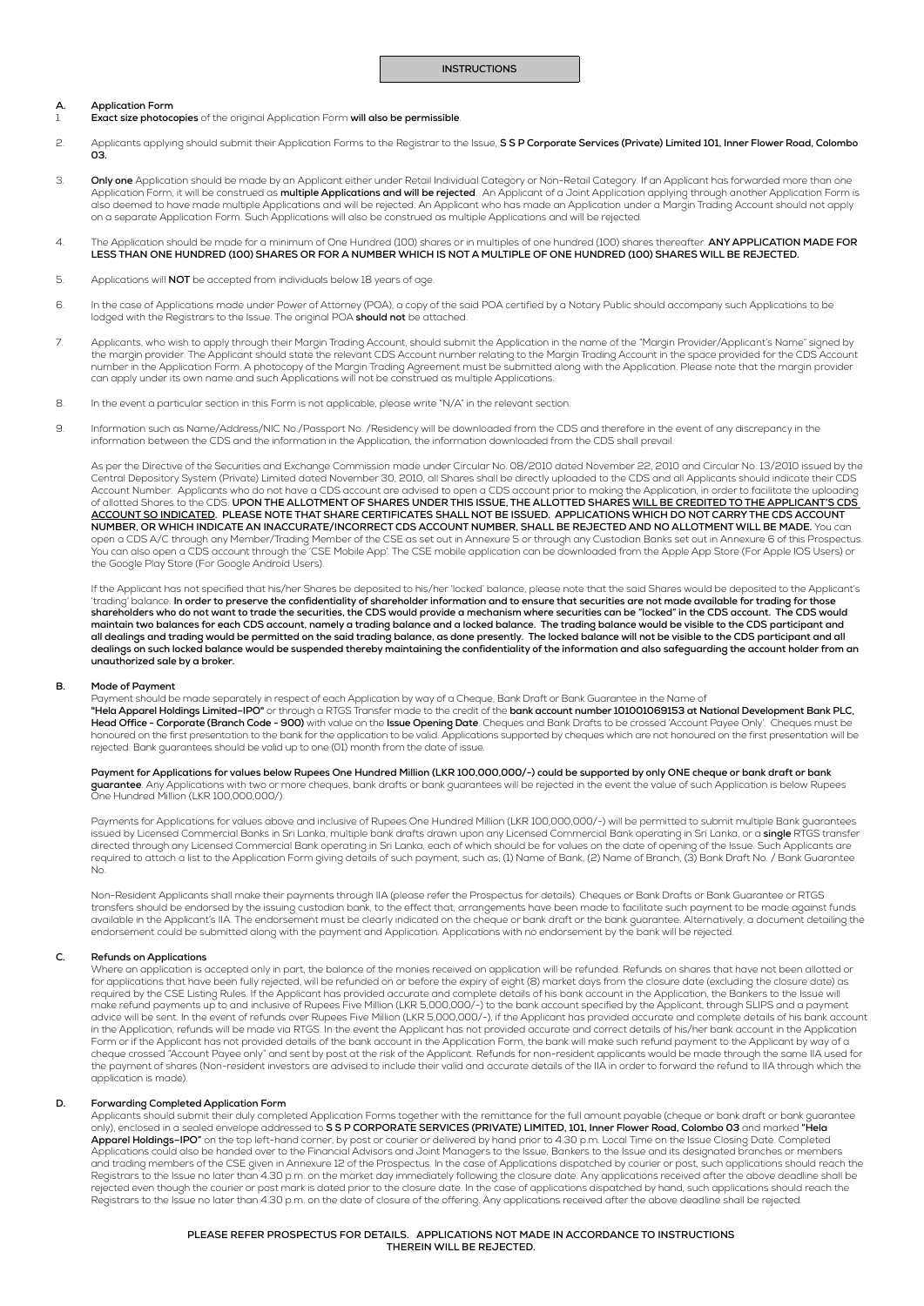## INSTRUCTIONS

### A. Application Form

1. **Exact size photocopies** of the original Application Form **will also be permissible**.

2. Applicants applying should submit their Application Forms to the Registrar to the Issue, **S S P Corporate Services (Private) Limited 101, Inner Flower Road, Colombo 03.**

3. **Only one** Application should be made by an Applicant either under Retail Individual Category or Non-Retail Category. If an Applicant has forwarded more than one Application Form, it will be construed as **multiple Applications and will be rejected**. An Applicant of a Joint Application applying through another Application Form is also deemed to have made multiple Applications and will be rejected. An Applicant who has made an Application under a Margin Trading Account should not apply on a separate Application Form. Such Applications will also be construed as multiple Applications and will be rejected.

4. The Application should be made for a minimum of One Hundred (100) shares or in multiples of one hundred (100) shares thereafter. **ANY APPLICATION MADE FOR LESS THAN ONE HUNDRED (100) SHARES OR FOR A NUMBER WHICH IS NOT A MULTIPLE OF ONE HUNDRED (100) SHARES WILL BE REJECTED.**

5. Applications will **NOT** be accepted from individuals below 18 years of age.

6. In the case of Applications made under Power of Attorney (POA), a copy of the said POA certified by a Notary Public should accompany such Applications to be lodged with the Registrars to the Issue. The original POA **should not** be attached.

7. Applicants, who wish to apply through their Margin Trading Account, should submit the Application in the name of the "Margin Provider/Applicant's Name" signed by the margin provider. The Applicant should state the relevant CDS Account number relating to the Margin Trading Account in the space provided for the CDS Account number in the Application Form. A photocopy of the Margin Trading Agreement must be submitted along with the Application. Please note that the margin provider can apply under its own name and such Applications will not be construed as multiple Applications.

8. In the event a particular section in this Form is not applicable, please write "N/A" in the relevant section.

9. Information such as Name/Address/NIC No./Passport No. /Residency will be downloaded from the CDS and therefore in the event of any discrepancy in the information between the CDS and the information in the Application, the information downloaded from the CDS shall prevail.

   As per the Directive of the Securities and Exchange Commission made under Circular No. 08/2010 dated November 22, 2010 and Circular No. 13/2010 issued by the Central Depository System (Private) Limited dated November 30, 2010, all Shares shall be directly uploaded to the CDS and all Applicants should indicate their CDS Account Number. Applicants who do not have a CDS account are advised to open a CDS account prior to making the Application, in order to facilitate the uploading of allotted Shares to the CDS. **UPON THE ALLOTMENT OF SHARES UNDER THIS ISSUE, THE ALLOTTED SHARES WILL BE CREDITED TO THE APPLICANT'S CDS ACCOUNT SO INDICATED. PLEASE NOTE THAT SHARE CERTIFICATES SHALL NOT BE ISSUED. APPLICATIONS WHICH DO NOT CARRY THE CDS ACCOUNT NUMBER, OR WHICH INDICATE AN INACCURATE/INCORRECT CDS ACCOUNT NUMBER, SHALL BE REJECTED AND NO ALLOTMENT WILL BE MADE.** You can open a CDS A/C through any Member/Trading Member of the CSE as set out in Annexure 5 or through any Custodian Banks set out in Annexure 6 of this Prospectus. You can also open a CDS account through the 'CSE Mobile App'. The CSE mobile application can be downloaded from the Apple App Store (For Apple IOS Users) or the Google Play Store (For Google Android Users).

   If the Applicant has not specified that his/her Shares be deposited to his/her 'locked' balance, please note that the said Shares would be deposited to the Applicant's 'trading' balance. **In order to preserve the confidentiality of shareholder information and to ensure that securities are not made available for trading for those shareholders who do not want to trade the securities, the CDS would provide a mechanism where securities can be "locked" in the CDS account. The CDS would maintain two balances for each CDS account, namely a trading balance and a locked balance. The trading balance would be visible to the CDS participant and all dealings and trading would be permitted on the said trading balance, as done presently. The locked balance will not be visible to the CDS participant and all dealings on such locked balance would be suspended thereby maintaining the confidentiality of the information and also safeguarding the account holder from an unauthorized sale by a broker.**

### B. Mode of Payment

Payment should be made separately in respect of each Application by way of a Cheque, Bank Draft or Bank Guarantee in the Name of **"Hela Apparel Holdings Limited–IPO"** or through a RTGS Transfer made to the credit of the **bank account number 101001069153 at National Development Bank PLC, Head Office - Corporate (Branch Code - 900)** with value on the **Issue Opening Date**. Cheques and Bank Drafts to be crossed 'Account Payee Only'. Cheques must be honoured on the first presentation to the bank for the application to be valid. Applications supported by cheques which are not honoured on the first presentation will be rejected. Bank guarantees should be valid up to one (01) month from the date of issue.

**Payment for Applications for values below Rupees One Hundred Million (LKR 100,000,000/-) could be supported by only ONE cheque or bank draft or bank guarantee**. Any Applications with two or more cheques, bank drafts or bank guarantees will be rejected in the event the value of such Application is below Rupees One Hundred Million (LKR 100,000,000/).

Payments for Applications for values above and inclusive of Rupees One Hundred Million (LKR 100,000,000/-) will be permitted to submit multiple Bank guarantees issued by Licensed Commercial Banks in Sri Lanka, multiple bank drafts drawn upon any Licensed Commercial Bank operating in Sri Lanka, or a **single** RTGS transfer directed through any Licensed Commercial Bank operating in Sri Lanka, each of which should be for values on the date of opening of the Issue. Such Applicants are required to attach a list to the Application Form giving details of such payment, such as; (1) Name of Bank, (2) Name of Branch, (3) Bank Draft No. / Bank Guarantee No.

Non-Resident Applicants shall make their payments through IIA (please refer the Prospectus for details). Cheques or Bank Drafts or Bank Guarantee or RTGS transfers should be endorsed by the issuing custodian bank, to the effect that, arrangements have been made to facilitate such payment to be made against funds available in the Applicant's IIA. The endorsement must be clearly indicated on the cheque or bank draft or the bank guarantee. Alternatively, a document detailing the endorsement could be submitted along with the payment and Application. Applications with no endorsement by the bank will be rejected.

### C. Refunds on Applications

Where an application is accepted only in part, the balance of the monies received on application will be refunded. Refunds on shares that have not been allotted or for applications that have been fully rejected, will be refunded on or before the expiry of eight (8) market days from the closure date (excluding the closure date) as required by the CSE Listing Rules. If the Applicant has provided accurate and complete details of his bank account in the Application, the Bankers to the Issue will make refund payments up to and inclusive of Rupees Five Million (LKR 5,000,000/-) to the bank account specified by the Applicant, through SLIPS and a payment advice will be sent. In the event of refunds over Rupees Five Million (LKR 5,000,000/-), if the Applicant has provided accurate and correct details of his bank account in the Application, refunds will be made via RTGS. In the event the Applicant has not provided accurate and correct details of his/her bank account in the Application Form or if the Applicant has not provided details of the bank account in the Application Form, the bank will make such refund payment to the Applicant by way of a cheque crossed "Account Payee only" and sent by post at the risk of the Applicant. Refunds for non-resident applicants would be made through the same IIA used for the payment of shares (Non-resident investors are advised to include their valid and accurate details of the IIA in order to forward the refund to IIA through which the application is made).

### D. Forwarding Completed Application Form

Applicants should submit their duly completed Application Forms together with the remittance for the full amount payable (cheque or bank draft or bank guarantee only), enclosed in a sealed envelope addressed to **S S P CORPORATE SERVICES (PRIVATE) LIMITED, 101, Inner Flower Road, Colombo 03** and marked **"Hela Apparel Holdings–IPO"** on the top left-hand corner, by post or courier or delivered by hand prior to 4.30 p.m. Local Time on the Issue Closing Date. Completed Applications could also be handed over to the Financial Advisors and Joint Managers to the Issue, Bankers to the Issue and its designated branches or members and trading members of the CSE given in Annexure 12 of the Prospectus. In the case of Applications dispatched by courier or post, such applications should reach the Registrars to the Issue no later than 4.30 p.m. on the market day immediately following the closure date. Any applications received after the above deadline shall be rejected even though the courier or post mark is dated prior to the closure date. In the case of applications dispatched by hand, such applications should reach the Registrars to the Issue no later than 4.30 p.m. on the date of closure of the offering. Any applications received after the above deadline shall be rejected.

**PLEASE REFER PROSPECTUS FOR DETAILS. APPLICATIONS NOT MADE IN ACCORDANCE TO INSTRUCTIONS THEREIN WILL BE REJECTED.**